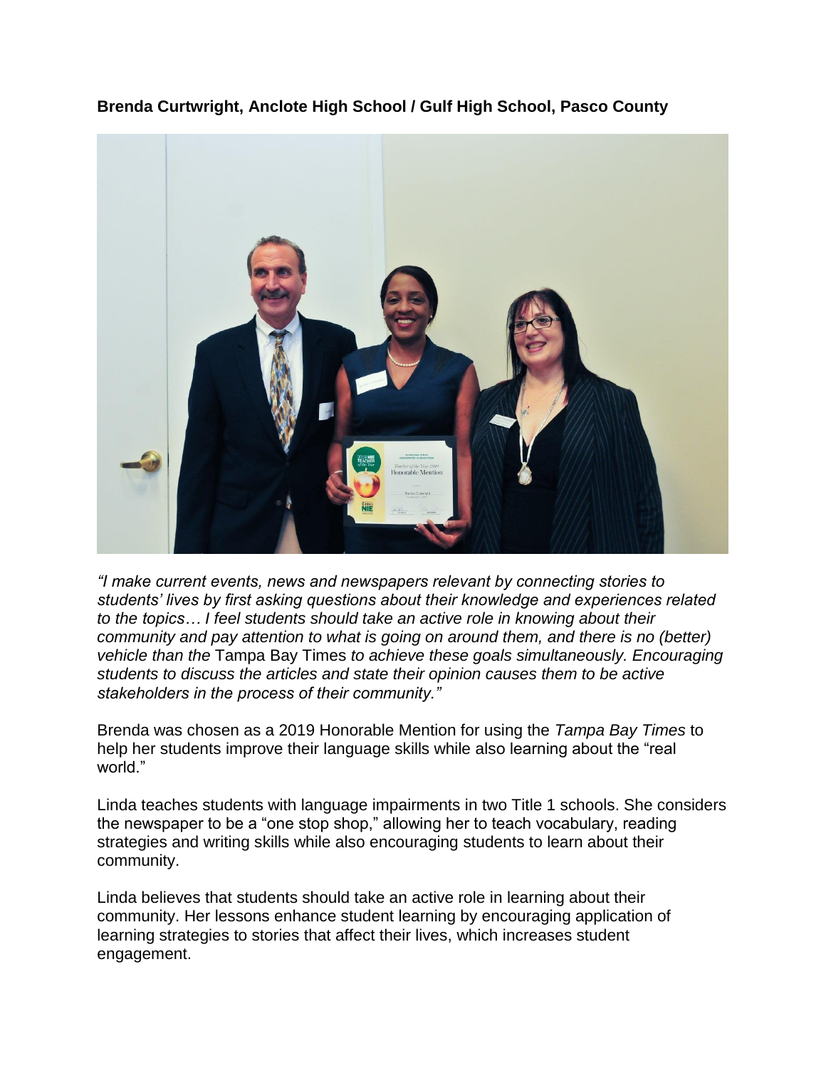**Brenda Curtwright, Anclote High School / Gulf High School, Pasco County**

*"I make current events, news and newspapers relevant by connecting stories to students' lives by first asking questions about their knowledge and experiences related to the topics… I feel students should take an active role in knowing about their community and pay attention to what is going on around them, and there is no (better) vehicle than the* Tampa Bay Times *to achieve these goals simultaneously. Encouraging students to discuss the articles and state their opinion causes them to be active stakeholders in the process of their community."*

Brenda was chosen as a 2019 Honorable Mention for using the *Tampa Bay Times* to help her students improve their language skills while also learning about the "real world."

Linda teaches students with language impairments in two Title 1 schools. She considers the newspaper to be a "one stop shop," allowing her to teach vocabulary, reading strategies and writing skills while also encouraging students to learn about their community.

Linda believes that students should take an active role in learning about their community. Her lessons enhance student learning by encouraging application of learning strategies to stories that affect their lives, which increases student engagement.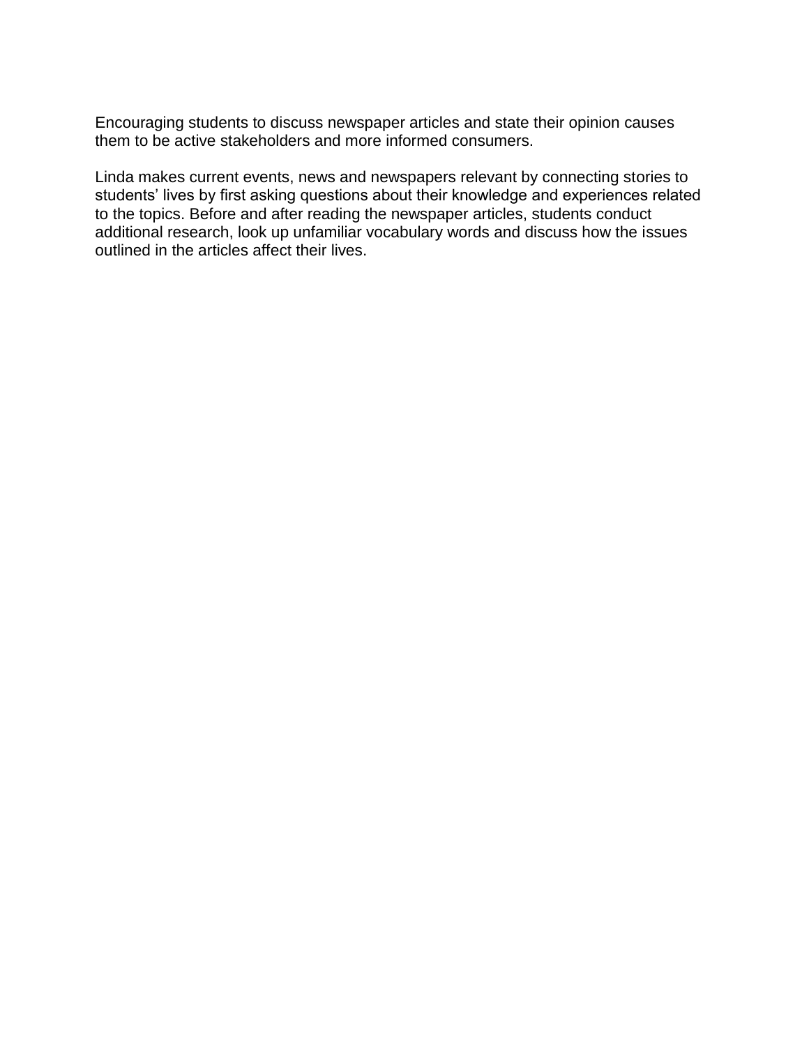Encouraging students to discuss newspaper articles and state their opinion causes them to be active stakeholders and more informed consumers.

Linda makes current events, news and newspapers relevant by connecting stories to students' lives by first asking questions about their knowledge and experiences related to the topics. Before and after reading the newspaper articles, students conduct additional research, look up unfamiliar vocabulary words and discuss how the issues outlined in the articles affect their lives.